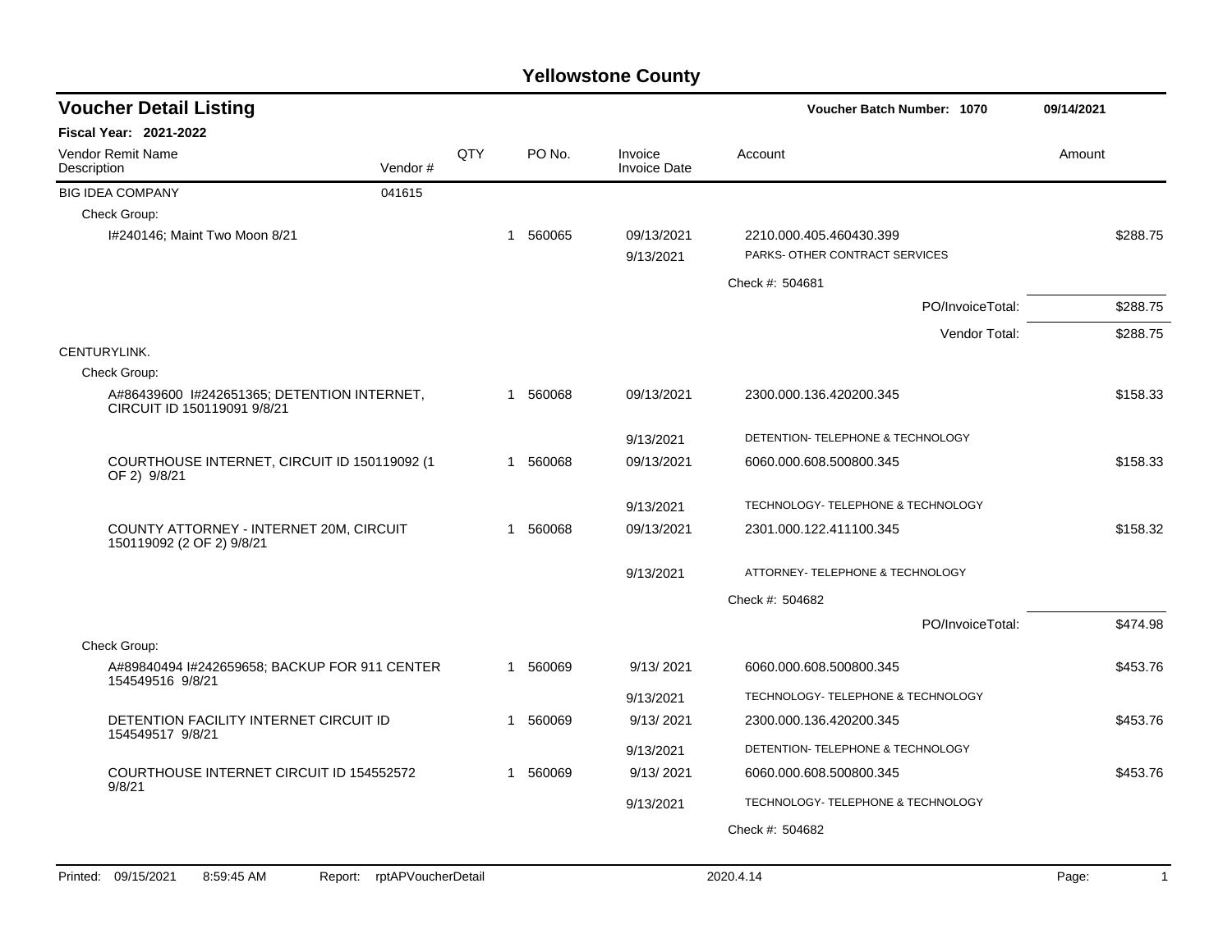# Yellowstone County

## Voucher Detail Listing

**Voucher Batch Number: 1070** 09/14/2021

**Fiscal Year: 2021-2022**

| Vendor Remit Name / Description | Vendor # | QTY | PO No. | Invoice / Invoice Date | Account | Amount |
|---|---|---|---|---|---|---|
| BIG IDEA COMPANY | 041615 | | | | | |
| Check Group: | | | | | | |
| I#240146; Maint Two Moon 8/21 | | 1 | 560065 | 09/13/2021 | 2210.000.405.460430.399 | $288.75 |
| | | | | 9/13/2021 | PARKS- OTHER CONTRACT SERVICES | |
| | | | | | Check #: 504681 | |
| | | | | | PO/InvoiceTotal: | $288.75 |
| | | | | | Vendor Total: | $288.75 |
| CENTURYLINK. | | | | | | |
| Check Group: | | | | | | |
| A#86439600 I#242651365; DETENTION INTERNET, CIRCUIT ID 150119091 9/8/21 | | 1 | 560068 | 09/13/2021 | 2300.000.136.420200.345 | $158.33 |
| | | | | 9/13/2021 | DETENTION- TELEPHONE & TECHNOLOGY | |
| COURTHOUSE INTERNET, CIRCUIT ID 150119092 (1 OF 2) 9/8/21 | | 1 | 560068 | 09/13/2021 | 6060.000.608.500800.345 | $158.33 |
| | | | | 9/13/2021 | TECHNOLOGY- TELEPHONE & TECHNOLOGY | |
| COUNTY ATTORNEY - INTERNET 20M, CIRCUIT 150119092 (2 OF 2) 9/8/21 | | 1 | 560068 | 09/13/2021 | 2301.000.122.411100.345 | $158.32 |
| | | | | 9/13/2021 | ATTORNEY- TELEPHONE & TECHNOLOGY | |
| | | | | | Check #: 504682 | |
| | | | | | PO/InvoiceTotal: | $474.98 |
| Check Group: | | | | | | |
| A#89840494 I#242659658; BACKUP FOR 911 CENTER 154549516 9/8/21 | | 1 | 560069 | 9/13/ 2021 | 6060.000.608.500800.345 | $453.76 |
| | | | | 9/13/2021 | TECHNOLOGY- TELEPHONE & TECHNOLOGY | |
| DETENTION FACILITY INTERNET CIRCUIT ID 154549517 9/8/21 | | 1 | 560069 | 9/13/ 2021 | 2300.000.136.420200.345 | $453.76 |
| | | | | 9/13/2021 | DETENTION- TELEPHONE & TECHNOLOGY | |
| COURTHOUSE INTERNET CIRCUIT ID 154552572 9/8/21 | | 1 | 560069 | 9/13/ 2021 | 6060.000.608.500800.345 | $453.76 |
| | | | | 9/13/2021 | TECHNOLOGY- TELEPHONE & TECHNOLOGY | |
| | | | | | Check #: 504682 | |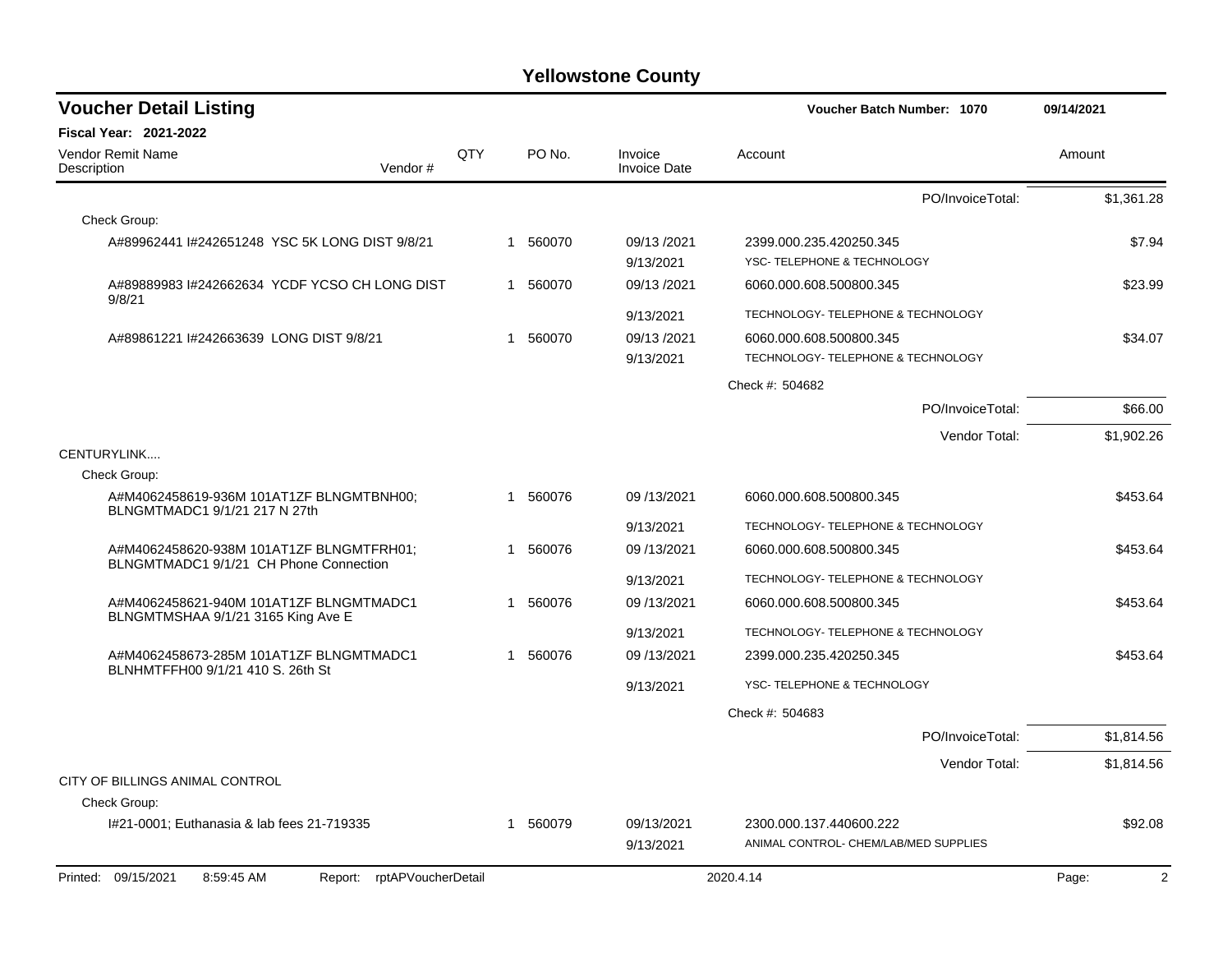# Yellowstone County

## Voucher Detail Listing

**Voucher Batch Number: 1070** 09/14/2021

**Fiscal Year: 2021-2022**

| Vendor Remit Name / Description | Vendor # | QTY | PO No. | Invoice / Invoice Date | Account | Amount |
|---|---|---|---|---|---|---|
| | | | | | PO/InvoiceTotal: | $1,361.28 |
| Check Group: | | | | | | |
| A#89962441 I#242651248 YSC 5K LONG DIST 9/8/21 | | 1 | 560070 | 09/13 /2021 9/13/2021 | 2399.000.235.420250.345 YSC- TELEPHONE & TECHNOLOGY | $7.94 |
| A#89889983 I#242662634 YCDF YCSO CH LONG DIST 9/8/21 | | 1 | 560070 | 09/13 /2021 9/13/2021 | 6060.000.608.500800.345 TECHNOLOGY- TELEPHONE & TECHNOLOGY | $23.99 |
| A#89861221 I#242663639 LONG DIST 9/8/21 | | 1 | 560070 | 09/13 /2021 9/13/2021 | 6060.000.608.500800.345 TECHNOLOGY- TELEPHONE & TECHNOLOGY | $34.07 |
| | | | | | Check #: 504682 | |
| | | | | | PO/InvoiceTotal: | $66.00 |
| | | | | | Vendor Total: | $1,902.26 |
| CENTURYLINK.... | | | | | | |
| Check Group: | | | | | | |
| A#M4062458619-936M 101AT1ZF BLNGMTBNH00; BLNGMTMADC1 9/1/21 217 N 27th | | 1 | 560076 | 09 /13/2021 9/13/2021 | 6060.000.608.500800.345 TECHNOLOGY- TELEPHONE & TECHNOLOGY | $453.64 |
| A#M4062458620-938M 101AT1ZF BLNGMTFRH01; BLNGMTMADC1 9/1/21 CH Phone Connection | | 1 | 560076 | 09 /13/2021 9/13/2021 | 6060.000.608.500800.345 TECHNOLOGY- TELEPHONE & TECHNOLOGY | $453.64 |
| A#M4062458621-940M 101AT1ZF BLNGMTMADC1 BLNGMTMSHAA 9/1/21 3165 King Ave E | | 1 | 560076 | 09 /13/2021 9/13/2021 | 6060.000.608.500800.345 TECHNOLOGY- TELEPHONE & TECHNOLOGY | $453.64 |
| A#M4062458673-285M 101AT1ZF BLNGMTMADC1 BLNHMTFFH00 9/1/21 410 S. 26th St | | 1 | 560076 | 09 /13/2021 9/13/2021 | 2399.000.235.420250.345 YSC- TELEPHONE & TECHNOLOGY | $453.64 |
| | | | | | Check #: 504683 | |
| | | | | | PO/InvoiceTotal: | $1,814.56 |
| | | | | | Vendor Total: | $1,814.56 |
| CITY OF BILLINGS ANIMAL CONTROL | | | | | | |
| Check Group: | | | | | | |
| I#21-0001; Euthanasia & lab fees 21-719335 | | 1 | 560079 | 09/13/2021 9/13/2021 | 2300.000.137.440600.222 ANIMAL CONTROL- CHEM/LAB/MED SUPPLIES | $92.08 |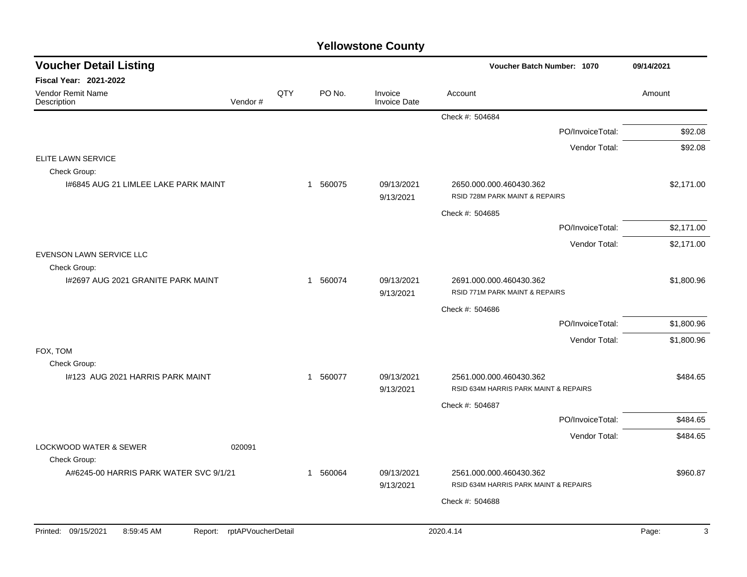# Yellowstone County

## Voucher Detail Listing

**Voucher Batch Number: 1070** — 09/14/2021

**Fiscal Year: 2021-2022**

| Vendor Remit Name / Description | Vendor # | QTY | PO No. | Invoice / Invoice Date | Account | Amount |
|---|---|---|---|---|---|---|
| | | | | | Check #: 504684 | |
| | | | | | PO/InvoiceTotal: | $92.08 |
| | | | | | Vendor Total: | $92.08 |
| ELITE LAWN SERVICE | | | | | | |
| Check Group: | | | | | | |
| I#6845 AUG 21 LIMLEE LAKE PARK MAINT | | 1 | 560075 | 09/13/2021 9/13/2021 | 2650.000.000.460430.362 RSID 728M PARK MAINT & REPAIRS | $2,171.00 |
| | | | | | Check #: 504685 | |
| | | | | | PO/InvoiceTotal: | $2,171.00 |
| | | | | | Vendor Total: | $2,171.00 |
| EVENSON LAWN SERVICE LLC | | | | | | |
| Check Group: | | | | | | |
| I#2697 AUG 2021 GRANITE PARK MAINT | | 1 | 560074 | 09/13/2021 9/13/2021 | 2691.000.000.460430.362 RSID 771M PARK MAINT & REPAIRS | $1,800.96 |
| | | | | | Check #: 504686 | |
| | | | | | PO/InvoiceTotal: | $1,800.96 |
| | | | | | Vendor Total: | $1,800.96 |
| FOX, TOM | | | | | | |
| Check Group: | | | | | | |
| I#123 AUG 2021 HARRIS PARK MAINT | | 1 | 560077 | 09/13/2021 9/13/2021 | 2561.000.000.460430.362 RSID 634M HARRIS PARK MAINT & REPAIRS | $484.65 |
| | | | | | Check #: 504687 | |
| | | | | | PO/InvoiceTotal: | $484.65 |
| | | | | | Vendor Total: | $484.65 |
| LOCKWOOD WATER & SEWER | 020091 | | | | | |
| Check Group: | | | | | | |
| A#6245-00 HARRIS PARK WATER SVC 9/1/21 | | 1 | 560064 | 09/13/2021 9/13/2021 | 2561.000.000.460430.362 RSID 634M HARRIS PARK MAINT & REPAIRS | $960.87 |
| | | | | | Check #: 504688 | |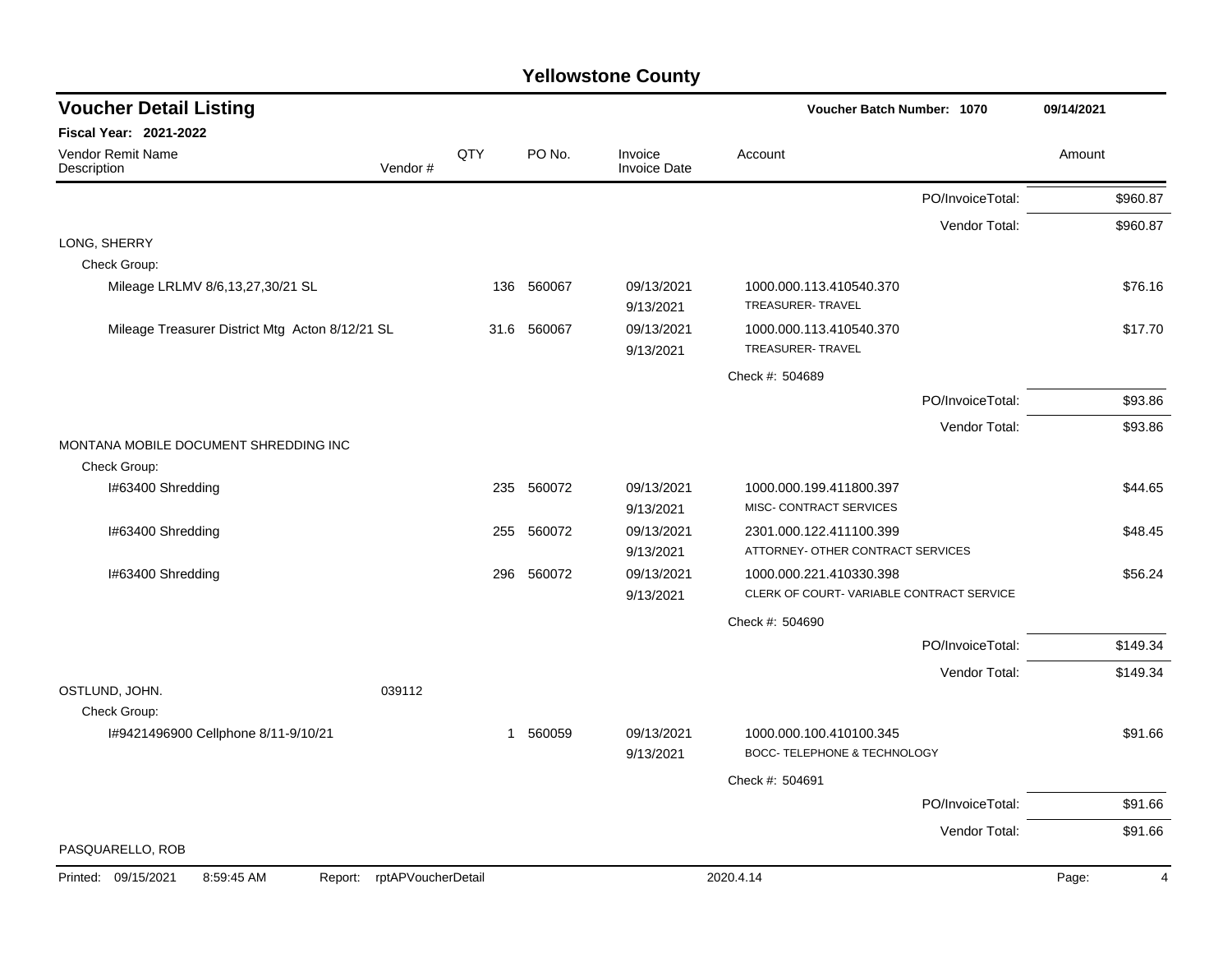# Yellowstone County

## Voucher Detail Listing

Voucher Batch Number: 1070 — 09/14/2021

**Fiscal Year: 2021-2022**

| Vendor Remit Name / Description | Vendor # | QTY | PO No. | Invoice / Invoice Date | Account | Amount |
|---|---|---|---|---|---|---|
| | | | | | PO/InvoiceTotal: | $960.87 |
| | | | | | Vendor Total: | $960.87 |
| LONG, SHERRY | | | | | | |
| Check Group: | | | | | | |
| Mileage LRLMV 8/6,13,27,30/21 SL | | 136 | 560067 | 09/13/2021 9/13/2021 | 1000.000.113.410540.370 TREASURER- TRAVEL | $76.16 |
| Mileage Treasurer District Mtg Acton 8/12/21 SL | | 31.6 | 560067 | 09/13/2021 9/13/2021 | 1000.000.113.410540.370 TREASURER- TRAVEL | $17.70 |
| | | | | | Check #: 504689 | |
| | | | | | PO/InvoiceTotal: | $93.86 |
| | | | | | Vendor Total: | $93.86 |
| MONTANA MOBILE DOCUMENT SHREDDING INC | | | | | | |
| Check Group: | | | | | | |
| I#63400 Shredding | | 235 | 560072 | 09/13/2021 9/13/2021 | 1000.000.199.411800.397 MISC- CONTRACT SERVICES | $44.65 |
| I#63400 Shredding | | 255 | 560072 | 09/13/2021 9/13/2021 | 2301.000.122.411100.399 ATTORNEY- OTHER CONTRACT SERVICES | $48.45 |
| I#63400 Shredding | | 296 | 560072 | 09/13/2021 9/13/2021 | 1000.000.221.410330.398 CLERK OF COURT- VARIABLE CONTRACT SERVICE | $56.24 |
| | | | | | Check #: 504690 | |
| | | | | | PO/InvoiceTotal: | $149.34 |
| | | | | | Vendor Total: | $149.34 |
| OSTLUND, JOHN. | 039112 | | | | | |
| Check Group: | | | | | | |
| I#9421496900 Cellphone 8/11-9/10/21 | | 1 | 560059 | 09/13/2021 9/13/2021 | 1000.000.100.410100.345 BOCC- TELEPHONE & TECHNOLOGY | $91.66 |
| | | | | | Check #: 504691 | |
| | | | | | PO/InvoiceTotal: | $91.66 |
| | | | | | Vendor Total: | $91.66 |
| PASQUARELLO, ROB | | | | | | |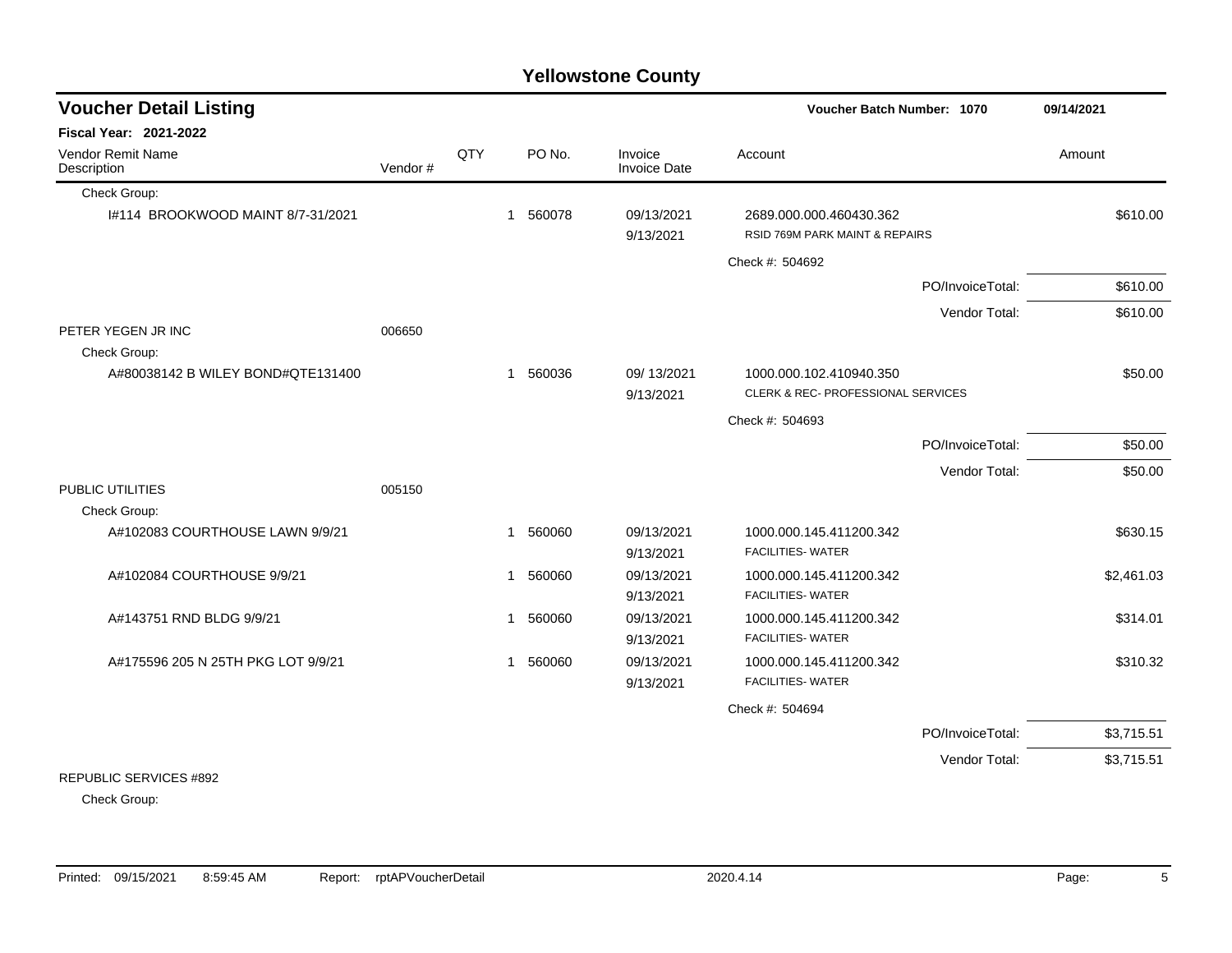# Yellowstone County

## Voucher Detail Listing

**Voucher Batch Number: 1070** — 09/14/2021

**Fiscal Year: 2021-2022**

| Vendor Remit Name / Description | Vendor # | QTY | PO No. | Invoice / Invoice Date | Account | Amount |
|---|---|---|---|---|---|---|
| Check Group: | | | | | | |
| I#114 BROOKWOOD MAINT 8/7-31/2021 | | 1 | 560078 | 09/13/2021<br>9/13/2021 | 2689.000.000.460430.362<br>RSID 769M PARK MAINT & REPAIRS | $610.00 |
| | | | | | Check #: 504692 | |
| | | | | | PO/InvoiceTotal: | $610.00 |
| | | | | | Vendor Total: | $610.00 |
| PETER YEGEN JR INC | 006650 | | | | | |
| Check Group: | | | | | | |
| A#80038142 B WILEY BOND#QTE131400 | | 1 | 560036 | 09/ 13/2021<br>9/13/2021 | 1000.000.102.410940.350<br>CLERK & REC- PROFESSIONAL SERVICES | $50.00 |
| | | | | | Check #: 504693 | |
| | | | | | PO/InvoiceTotal: | $50.00 |
| | | | | | Vendor Total: | $50.00 |
| PUBLIC UTILITIES | 005150 | | | | | |
| Check Group: | | | | | | |
| A#102083 COURTHOUSE LAWN 9/9/21 | | 1 | 560060 | 09/13/2021<br>9/13/2021 | 1000.000.145.411200.342<br>FACILITIES- WATER | $630.15 |
| A#102084 COURTHOUSE 9/9/21 | | 1 | 560060 | 09/13/2021<br>9/13/2021 | 1000.000.145.411200.342<br>FACILITIES- WATER | $2,461.03 |
| A#143751 RND BLDG 9/9/21 | | 1 | 560060 | 09/13/2021<br>9/13/2021 | 1000.000.145.411200.342<br>FACILITIES- WATER | $314.01 |
| A#175596 205 N 25TH PKG LOT 9/9/21 | | 1 | 560060 | 09/13/2021<br>9/13/2021 | 1000.000.145.411200.342<br>FACILITIES- WATER | $310.32 |
| | | | | | Check #: 504694 | |
| | | | | | PO/InvoiceTotal: | $3,715.51 |
| | | | | | Vendor Total: | $3,715.51 |
| REPUBLIC SERVICES #892 | | | | | | |
| Check Group: | | | | | | |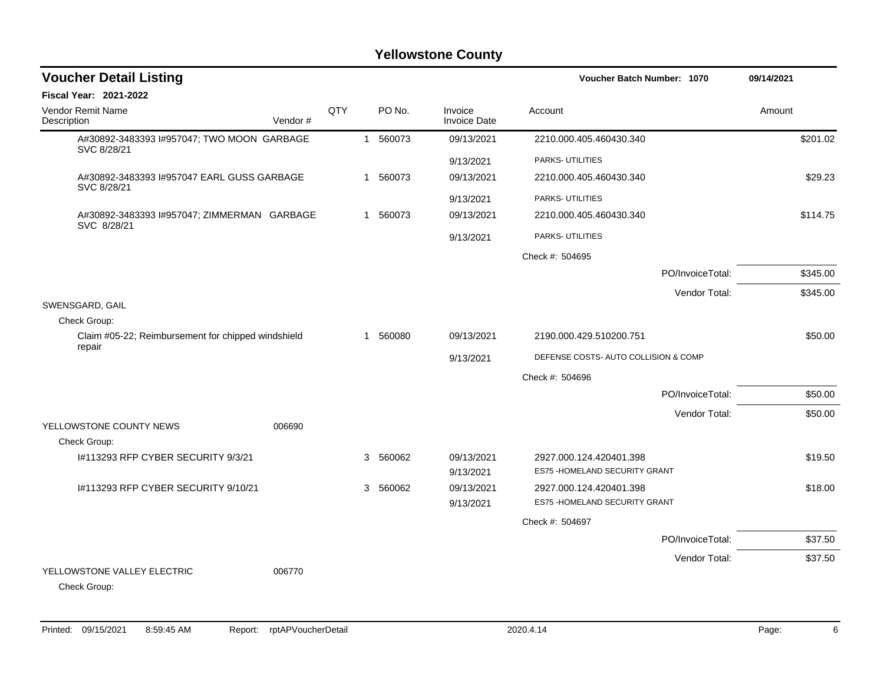# Yellowstone County

## Voucher Detail Listing

**Voucher Batch Number: 1070** 09/14/2021

**Fiscal Year: 2021-2022**

| Vendor Remit Name / Description | Vendor # | QTY | PO No. | Invoice / Invoice Date | Account | Amount |
|---|---|---|---|---|---|---|
| A#30892-3483393 I#957047; TWO MOON GARBAGE SVC 8/28/21 | | 1 | 560073 | 09/13/2021 | 2210.000.405.460430.340 | $201.02 |
| | | | | 9/13/2021 | PARKS- UTILITIES | |
| A#30892-3483393 I#957047 EARL GUSS GARBAGE SVC 8/28/21 | | 1 | 560073 | 09/13/2021 | 2210.000.405.460430.340 | $29.23 |
| | | | | 9/13/2021 | PARKS- UTILITIES | |
| A#30892-3483393 I#957047; ZIMMERMAN GARBAGE SVC 8/28/21 | | 1 | 560073 | 09/13/2021 | 2210.000.405.460430.340 | $114.75 |
| | | | | 9/13/2021 | PARKS- UTILITIES | |
| | | | | | Check #: 504695 | |
| | | | | | PO/InvoiceTotal: | $345.00 |
| | | | | | Vendor Total: | $345.00 |
| SWENSGARD, GAIL | | | | | | |
| Check Group: | | | | | | |
| Claim #05-22; Reimbursement for chipped windshield repair | | 1 | 560080 | 09/13/2021 | 2190.000.429.510200.751 | $50.00 |
| | | | | 9/13/2021 | DEFENSE COSTS- AUTO COLLISION & COMP | |
| | | | | | Check #: 504696 | |
| | | | | | PO/InvoiceTotal: | $50.00 |
| | | | | | Vendor Total: | $50.00 |
| YELLOWSTONE COUNTY NEWS | 006690 | | | | | |
| Check Group: | | | | | | |
| I#113293 RFP CYBER SECURITY 9/3/21 | | 3 | 560062 | 09/13/2021 | 2927.000.124.420401.398 | $19.50 |
| | | | | 9/13/2021 | ES75 -HOMELAND SECURITY GRANT | |
| I#113293 RFP CYBER SECURITY 9/10/21 | | 3 | 560062 | 09/13/2021 | 2927.000.124.420401.398 | $18.00 |
| | | | | 9/13/2021 | ES75 -HOMELAND SECURITY GRANT | |
| | | | | | Check #: 504697 | |
| | | | | | PO/InvoiceTotal: | $37.50 |
| | | | | | Vendor Total: | $37.50 |
| YELLOWSTONE VALLEY ELECTRIC | 006770 | | | | | |
| Check Group: | | | | | | |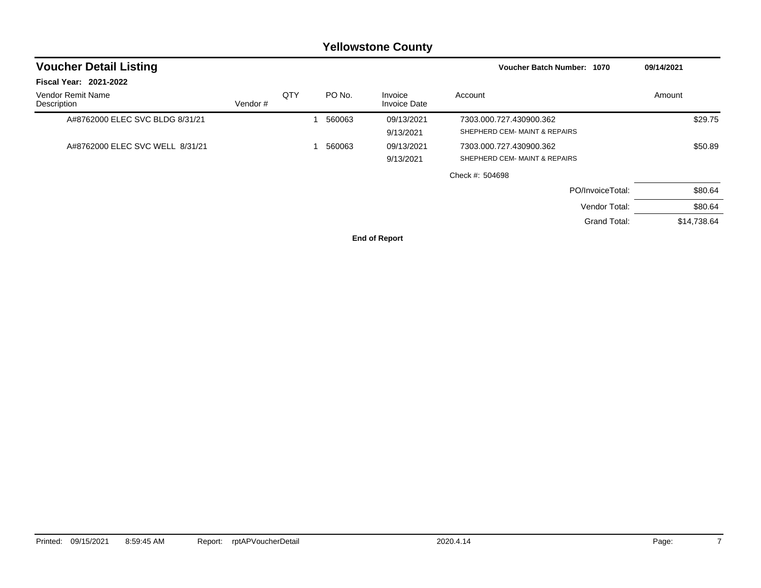# Yellowstone County

## Voucher Detail Listing

**Voucher Batch Number: 1070** **09/14/2021**

**Fiscal Year: 2021-2022**

| Vendor Remit Name / Description | Vendor # | QTY | PO No. | Invoice / Invoice Date | Account | Amount |
|---|---|---|---|---|---|---|
| A#8762000 ELEC SVC BLDG 8/31/21 | | 1 | 560063 | 09/13/2021 / 9/13/2021 | 7303.000.727.430900.362 / SHEPHERD CEM- MAINT & REPAIRS | $29.75 |
| A#8762000 ELEC SVC WELL 8/31/21 | | 1 | 560063 | 09/13/2021 / 9/13/2021 | 7303.000.727.430900.362 / SHEPHERD CEM- MAINT & REPAIRS | $50.89 |
| | | | | | Check #: 504698 | |
| | | | | | PO/InvoiceTotal: | $80.64 |
| | | | | | Vendor Total: | $80.64 |
| | | | | | Grand Total: | $14,738.64 |

**End of Report**

Printed: 09/15/2021 8:59:45 AM Report: rptAPVoucherDetail 2020.4.14